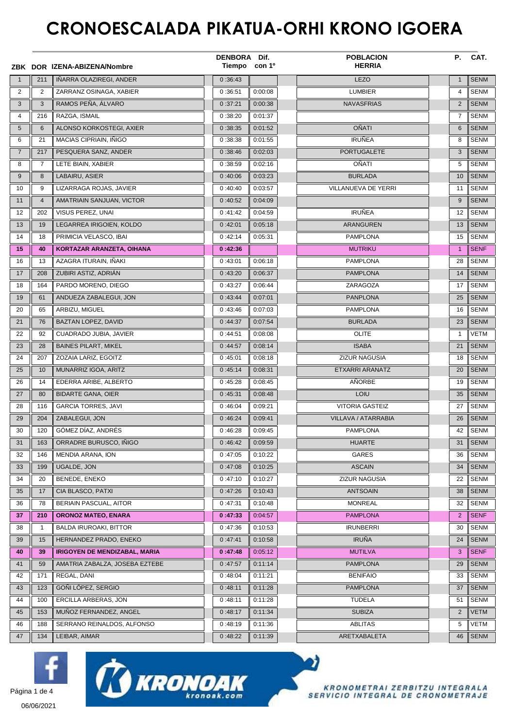# CRONOESCALADA PIKATUA-ORHI KRONO IGOERA

| ZBK | DOR | IZENA-ABIZENA/Nombre | DENBORA Tiempo | Dif. con 1º | POBLACION HERRIA | P. | CAT. |
|---|---|---|---|---|---|---|---|
| 1 | 211 | IÑARRA OLAZIREGI, ANDER | 0 :36:43 | | LEZO | 1 | SENM |
| 2 | 2 | ZARRANZ OSINAGA, XABIER | 0 :36:51 | 0:00:08 | LUMBIER | 4 | SENM |
| 3 | 3 | RAMOS PEÑA, ÁLVARO | 0 :37:21 | 0:00:38 | NAVASFRIAS | 2 | SENM |
| 4 | 216 | RAZGA, ISMAIL | 0 :38:20 | 0:01:37 | | 7 | SENM |
| 5 | 6 | ALONSO KORKOSTEGI, AXIER | 0 :38:35 | 0:01:52 | OÑATI | 6 | SENM |
| 6 | 21 | MACIAS CIPRIAIN, IÑIGO | 0 :38:38 | 0:01:55 | IRUÑEA | 8 | SENM |
| 7 | 217 | PESQUERA SANZ, ANDER | 0 :38:46 | 0:02:03 | PORTUGALETE | 3 | SENM |
| 8 | 7 | LETE BIAIN, XABIER | 0 :38:59 | 0:02:16 | OÑATI | 5 | SENM |
| 9 | 8 | LABAIRU, ASIER | 0 :40:06 | 0:03:23 | BURLADA | 10 | SENM |
| 10 | 9 | LIZARRAGA ROJAS, JAVIER | 0 :40:40 | 0:03:57 | VILLANUEVA DE YERRI | 11 | SENM |
| 11 | 4 | AMATRIAIN SANJUAN, VICTOR | 0 :40:52 | 0:04:09 | | 9 | SENM |
| 12 | 202 | VISUS PEREZ, UNAI | 0 :41:42 | 0:04:59 | IRUÑEA | 12 | SENM |
| 13 | 19 | LEGARREA IRIGOIEN, KOLDO | 0 :42:01 | 0:05:18 | ARANGUREN | 13 | SENM |
| 14 | 18 | PRIMICIA VELASCO, IBAI | 0 :42:14 | 0:05:31 | PAMPLONA | 15 | SENM |
| **15** | **40** | **KORTAZAR ARANZETA, OIHANA** | **0 :42:36** | | MUTRIKU | 1 | SENF |
| 16 | 13 | AZAGRA ITURAIN, IÑAKI | 0 :43:01 | 0:06:18 | PAMPLONA | 28 | SENM |
| 17 | 208 | ZUBIRI ASTIZ, ADRIÁN | 0 :43:20 | 0:06:37 | PAMPLONA | 14 | SENM |
| 18 | 164 | PARDO MORENO, DIEGO | 0 :43:27 | 0:06:44 | ZARAGOZA | 17 | SENM |
| 19 | 61 | ANDUEZA ZABALEGUI, JON | 0 :43:44 | 0:07:01 | PANPLONA | 25 | SENM |
| 20 | 65 | ARBIZU, MIGUEL | 0 :43:46 | 0:07:03 | PAMPLONA | 16 | SENM |
| 21 | 76 | BAZTAN LOPEZ, DAVID | 0 :44:37 | 0:07:54 | BURLADA | 23 | SENM |
| 22 | 92 | CUADRADO JUBIA, JAVIER | 0 :44:51 | 0:08:08 | OLITE | 1 | VETM |
| 23 | 28 | BAINES PILART, MIKEL | 0 :44:57 | 0:08:14 | ISABA | 21 | SENM |
| 24 | 207 | ZOZAIA LARIZ, EGOITZ | 0 :45:01 | 0:08:18 | ZIZUR NAGUSIA | 18 | SENM |
| 25 | 10 | MUNARRIZ IGOA, ARITZ | 0 :45:14 | 0:08:31 | ETXARRI ARANATZ | 20 | SENM |
| 26 | 14 | EDERRA ARIBE, ALBERTO | 0 :45:28 | 0:08:45 | AÑORBE | 19 | SENM |
| 27 | 80 | BIDARTE GANA, OIER | 0 :45:31 | 0:08:48 | LOIU | 35 | SENM |
| 28 | 116 | GARCIA TORRES, JAVI | 0 :46:04 | 0:09:21 | VITORIA GASTEIZ | 27 | SENM |
| 29 | 204 | ZABALEGUI, JON | 0 :46:24 | 0:09:41 | VILLAVA / ATARRABIA | 26 | SENM |
| 30 | 120 | GÓMEZ DÍAZ, ANDRÉS | 0 :46:28 | 0:09:45 | PAMPLONA | 42 | SENM |
| 31 | 163 | ORRADRE BURUSCO, IÑIGO | 0 :46:42 | 0:09:59 | HUARTE | 31 | SENM |
| 32 | 146 | MENDIA ARANA, ION | 0 :47:05 | 0:10:22 | GARES | 36 | SENM |
| 33 | 199 | UGALDE, JON | 0 :47:08 | 0:10:25 | ASCAIN | 34 | SENM |
| 34 | 20 | BENEDE, ENEKO | 0 :47:10 | 0:10:27 | ZIZUR NAGUSIA | 22 | SENM |
| 35 | 17 | CIA BLASCO, PATXI | 0 :47:26 | 0:10:43 | ANTSOAIN | 38 | SENM |
| 36 | 78 | BERIAIN PASCUAL, AITOR | 0 :47:31 | 0:10:48 | MONREAL | 32 | SENM |
| **37** | **210** | **ORONOZ MATEO, ENARA** | **0 :47:33** | 0:04:57 | PAMPLONA | 2 | SENF |
| 38 | 1 | BALDA IRUROAKI, BITTOR | 0 :47:36 | 0:10:53 | IRUNBERRI | 30 | SENM |
| 39 | 15 | HERNANDEZ PRADO, ENEKO | 0 :47:41 | 0:10:58 | IRUÑA | 24 | SENM |
| **40** | **39** | **IRIGOYEN DE MENDIZABAL, MARIA** | **0 :47:48** | 0:05:12 | MUTILVA | 3 | SENF |
| 41 | 59 | AMATRIA ZABALZA, JOSEBA EZTEBE | 0 :47:57 | 0:11:14 | PAMPLONA | 29 | SENM |
| 42 | 171 | REGAL, DANI | 0 :48:04 | 0:11:21 | BENIFAIO | 33 | SENM |
| 43 | 123 | GOÑI LÓPEZ, SERGIO | 0 :48:11 | 0:11:28 | PAMPLONA | 37 | SENM |
| 44 | 100 | ERCILLA ARBERAS, JON | 0 :48:11 | 0:11:28 | TUDELA | 51 | SENM |
| 45 | 153 | MUÑOZ FERNANDEZ, ANGEL | 0 :48:17 | 0:11:34 | SUBIZA | 2 | VETM |
| 46 | 188 | SERRANO REINALDOS, ALFONSO | 0 :48:19 | 0:11:36 | ABLITAS | 5 | VETM |
| 47 | 134 | LEIBAR, AIMAR | 0 :48:22 | 0:11:39 | ARETXABALETA | 46 | SENM |

KRONOMETRAI ZERBITZU INTEGRALA
SERVICIO INTEGRAL DE CRONOMETRAJE

06/06/2021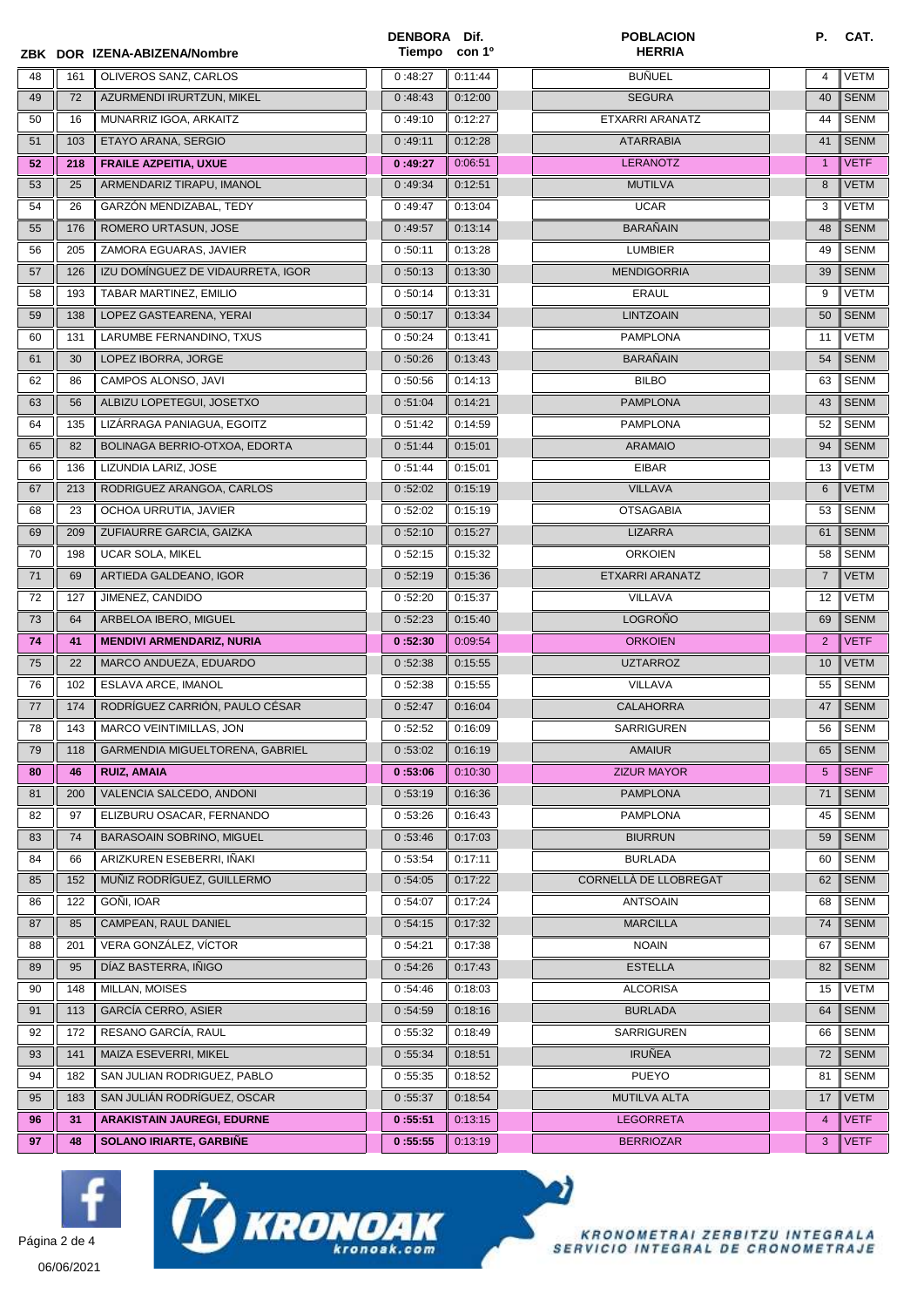| ZBK | DOR | IZENA-ABIZENA/Nombre | DENBORA Tiempo | Dif. con 1º | POBLACION HERRIA | P. | CAT. |
|---|---|---|---|---|---|---|---|
| 48 | 161 | OLIVEROS SANZ, CARLOS | 0 :48:27 | 0:11:44 | BUÑUEL | 4 | VETM |
| 49 | 72 | AZURMENDI IRURTZUN, MIKEL | 0 :48:43 | 0:12:00 | SEGURA | 40 | SENM |
| 50 | 16 | MUNARRIZ IGOA, ARKAITZ | 0 :49:10 | 0:12:27 | ETXARRI ARANATZ | 44 | SENM |
| 51 | 103 | ETAYO ARANA, SERGIO | 0 :49:11 | 0:12:28 | ATARRABIA | 41 | SENM |
| **52** | **218** | **FRAILE AZPEITIA, UXUE** | **0 :49:27** | 0:06:51 | LERANOTZ | 1 | VETF |
| 53 | 25 | ARMENDARIZ TIRAPU, IMANOL | 0 :49:34 | 0:12:51 | MUTILVA | 8 | VETM |
| 54 | 26 | GARZÓN MENDIZABAL, TEDY | 0 :49:47 | 0:13:04 | UCAR | 3 | VETM |
| 55 | 176 | ROMERO URTASUN, JOSE | 0 :49:57 | 0:13:14 | BARAÑAIN | 48 | SENM |
| 56 | 205 | ZAMORA EGUARAS, JAVIER | 0 :50:11 | 0:13:28 | LUMBIER | 49 | SENM |
| 57 | 126 | IZU DOMÍNGUEZ DE VIDAURRETA, IGOR | 0 :50:13 | 0:13:30 | MENDIGORRIA | 39 | SENM |
| 58 | 193 | TABAR MARTINEZ, EMILIO | 0 :50:14 | 0:13:31 | ERAUL | 9 | VETM |
| 59 | 138 | LOPEZ GASTEARENA, YERAI | 0 :50:17 | 0:13:34 | LINTZOAIN | 50 | SENM |
| 60 | 131 | LARUMBE FERNANDINO, TXUS | 0 :50:24 | 0:13:41 | PAMPLONA | 11 | VETM |
| 61 | 30 | LOPEZ IBORRA, JORGE | 0 :50:26 | 0:13:43 | BARAÑAIN | 54 | SENM |
| 62 | 86 | CAMPOS ALONSO, JAVI | 0 :50:56 | 0:14:13 | BILBO | 63 | SENM |
| 63 | 56 | ALBIZU LOPETEGUI, JOSETXO | 0 :51:04 | 0:14:21 | PAMPLONA | 43 | SENM |
| 64 | 135 | LIZÁRRAGA PANIAGUA, EGOITZ | 0 :51:42 | 0:14:59 | PAMPLONA | 52 | SENM |
| 65 | 82 | BOLINAGA BERRIO-OTXOA, EDORTA | 0 :51:44 | 0:15:01 | ARAMAIO | 94 | SENM |
| 66 | 136 | LIZUNDIA LARIZ, JOSE | 0 :51:44 | 0:15:01 | EIBAR | 13 | VETM |
| 67 | 213 | RODRIGUEZ ARANGOA, CARLOS | 0 :52:02 | 0:15:19 | VILLAVA | 6 | VETM |
| 68 | 23 | OCHOA URRUTIA, JAVIER | 0 :52:02 | 0:15:19 | OTSAGABIA | 53 | SENM |
| 69 | 209 | ZUFIAURRE GARCIA, GAIZKA | 0 :52:10 | 0:15:27 | LIZARRA | 61 | SENM |
| 70 | 198 | UCAR SOLA, MIKEL | 0 :52:15 | 0:15:32 | ORKOIEN | 58 | SENM |
| 71 | 69 | ARTIEDA GALDEANO, IGOR | 0 :52:19 | 0:15:36 | ETXARRI ARANATZ | 7 | VETM |
| 72 | 127 | JIMENEZ, CANDIDO | 0 :52:20 | 0:15:37 | VILLAVA | 12 | VETM |
| 73 | 64 | ARBELOA IBERO, MIGUEL | 0 :52:23 | 0:15:40 | LOGROÑO | 69 | SENM |
| **74** | **41** | **MENDIVI ARMENDARIZ, NURIA** | **0 :52:30** | 0:09:54 | ORKOIEN | 2 | VETF |
| 75 | 22 | MARCO ANDUEZA, EDUARDO | 0 :52:38 | 0:15:55 | UZTARROZ | 10 | VETM |
| 76 | 102 | ESLAVA ARCE, IMANOL | 0 :52:38 | 0:15:55 | VILLAVA | 55 | SENM |
| 77 | 174 | RODRÍGUEZ CARRIÓN, PAULO CÉSAR | 0 :52:47 | 0:16:04 | CALAHORRA | 47 | SENM |
| 78 | 143 | MARCO VEINTIMILLAS, JON | 0 :52:52 | 0:16:09 | SARRIGUREN | 56 | SENM |
| 79 | 118 | GARMENDIA MIGUELTORENA, GABRIEL | 0 :53:02 | 0:16:19 | AMAIUR | 65 | SENM |
| **80** | **46** | **RUIZ, AMAIA** | **0 :53:06** | 0:10:30 | ZIZUR MAYOR | 5 | SENF |
| 81 | 200 | VALENCIA SALCEDO, ANDONI | 0 :53:19 | 0:16:36 | PAMPLONA | 71 | SENM |
| 82 | 97 | ELIZBURU OSACAR, FERNANDO | 0 :53:26 | 0:16:43 | PAMPLONA | 45 | SENM |
| 83 | 74 | BARASOAIN SOBRINO, MIGUEL | 0 :53:46 | 0:17:03 | BIURRUN | 59 | SENM |
| 84 | 66 | ARIZKUREN ESEBERRI, IÑAKI | 0 :53:54 | 0:17:11 | BURLADA | 60 | SENM |
| 85 | 152 | MUÑIZ RODRÍGUEZ, GUILLERMO | 0 :54:05 | 0:17:22 | CORNELLÀ DE LLOBREGAT | 62 | SENM |
| 86 | 122 | GOÑI, IOAR | 0 :54:07 | 0:17:24 | ANTSOAIN | 68 | SENM |
| 87 | 85 | CAMPEAN, RAUL DANIEL | 0 :54:15 | 0:17:32 | MARCILLA | 74 | SENM |
| 88 | 201 | VERA GONZÁLEZ, VÍCTOR | 0 :54:21 | 0:17:38 | NOAIN | 67 | SENM |
| 89 | 95 | DÍAZ BASTERRA, IÑIGO | 0 :54:26 | 0:17:43 | ESTELLA | 82 | SENM |
| 90 | 148 | MILLAN, MOISES | 0 :54:46 | 0:18:03 | ALCORISA | 15 | VETM |
| 91 | 113 | GARCÍA CERRO, ASIER | 0 :54:59 | 0:18:16 | BURLADA | 64 | SENM |
| 92 | 172 | RESANO GARCÍA, RAUL | 0 :55:32 | 0:18:49 | SARRIGUREN | 66 | SENM |
| 93 | 141 | MAIZA ESEVERRI, MIKEL | 0 :55:34 | 0:18:51 | IRUÑEA | 72 | SENM |
| 94 | 182 | SAN JULIAN RODRIGUEZ, PABLO | 0 :55:35 | 0:18:52 | PUEYO | 81 | SENM |
| 95 | 183 | SAN JULIÁN RODRÍGUEZ, OSCAR | 0 :55:37 | 0:18:54 | MUTILVA ALTA | 17 | VETM |
| **96** | **31** | **ARAKISTAIN JAUREGI, EDURNE** | **0 :55:51** | 0:13:15 | LEGORRETA | 4 | VETF |
| **97** | **48** | **SOLANO IRIARTE, GARBIÑE** | **0 :55:55** | 0:13:19 | BERRIOZAR | 3 | VETF |

KRONOAK kronoak.com

KRONOMETRAI ZERBITZU INTEGRALA
SERVICIO INTEGRAL DE CRONOMETRAJE

06/06/2021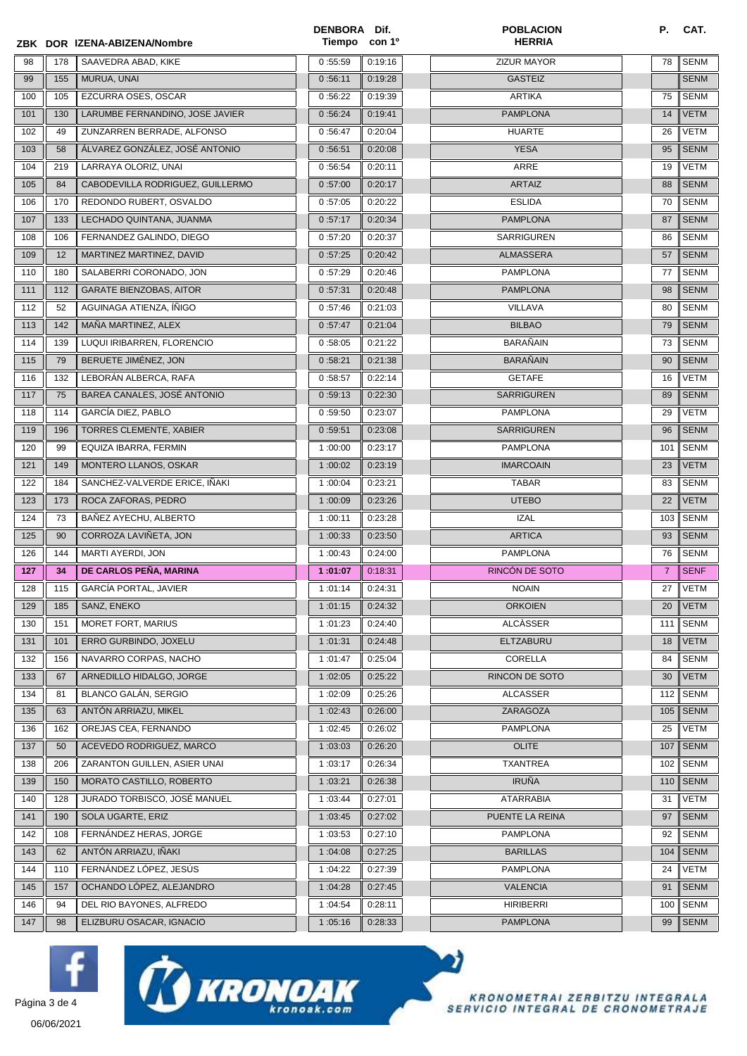| ZBK | DOR | IZENA-ABIZENA/Nombre | DENBORA Tiempo | Dif. con 1º | POBLACION HERRIA | P. | CAT. |
|---|---|---|---|---|---|---|---|
| 98 | 178 | SAAVEDRA ABAD, KIKE | 0 :55:59 | 0:19:16 | ZIZUR MAYOR | 78 | SENM |
| 99 | 155 | MURUA, UNAI | 0 :56:11 | 0:19:28 | GASTEIZ | | SENM |
| 100 | 105 | EZCURRA OSES, OSCAR | 0 :56:22 | 0:19:39 | ARTIKA | 75 | SENM |
| 101 | 130 | LARUMBE FERNANDINO, JOSE JAVIER | 0 :56:24 | 0:19:41 | PAMPLONA | 14 | VETM |
| 102 | 49 | ZUNZARREN BERRADE, ALFONSO | 0 :56:47 | 0:20:04 | HUARTE | 26 | VETM |
| 103 | 58 | ÁLVAREZ GONZÁLEZ, JOSÉ ANTONIO | 0 :56:51 | 0:20:08 | YESA | 95 | SENM |
| 104 | 219 | LARRAYA OLORIZ, UNAI | 0 :56:54 | 0:20:11 | ARRE | 19 | VETM |
| 105 | 84 | CABODEVILLA RODRIGUEZ, GUILLERMO | 0 :57:00 | 0:20:17 | ARTAIZ | 88 | SENM |
| 106 | 170 | REDONDO RUBERT, OSVALDO | 0 :57:05 | 0:20:22 | ESLIDA | 70 | SENM |
| 107 | 133 | LECHADO QUINTANA, JUANMA | 0 :57:17 | 0:20:34 | PAMPLONA | 87 | SENM |
| 108 | 106 | FERNANDEZ GALINDO, DIEGO | 0 :57:20 | 0:20:37 | SARRIGUREN | 86 | SENM |
| 109 | 12 | MARTINEZ MARTINEZ, DAVID | 0 :57:25 | 0:20:42 | ALMASSERA | 57 | SENM |
| 110 | 180 | SALABERRI CORONADO, JON | 0 :57:29 | 0:20:46 | PAMPLONA | 77 | SENM |
| 111 | 112 | GARATE BIENZOBAS, AITOR | 0 :57:31 | 0:20:48 | PAMPLONA | 98 | SENM |
| 112 | 52 | AGUINAGA ATIENZA, ÍÑIGO | 0 :57:46 | 0:21:03 | VILLAVA | 80 | SENM |
| 113 | 142 | MAÑA MARTINEZ, ALEX | 0 :57:47 | 0:21:04 | BILBAO | 79 | SENM |
| 114 | 139 | LUQUI IRIBARREN, FLORENCIO | 0 :58:05 | 0:21:22 | BARAÑAIN | 73 | SENM |
| 115 | 79 | BERUETE JIMÉNEZ, JON | 0 :58:21 | 0:21:38 | BARAÑAIN | 90 | SENM |
| 116 | 132 | LEBORÁN ALBERCA, RAFA | 0 :58:57 | 0:22:14 | GETAFE | 16 | VETM |
| 117 | 75 | BAREA CANALES, JOSÉ ANTONIO | 0 :59:13 | 0:22:30 | SARRIGUREN | 89 | SENM |
| 118 | 114 | GARCÍA DIEZ, PABLO | 0 :59:50 | 0:23:07 | PAMPLONA | 29 | VETM |
| 119 | 196 | TORRES CLEMENTE, XABIER | 0 :59:51 | 0:23:08 | SARRIGUREN | 96 | SENM |
| 120 | 99 | EQUIZA IBARRA, FERMIN | 1 :00:00 | 0:23:17 | PAMPLONA | 101 | SENM |
| 121 | 149 | MONTERO LLANOS, OSKAR | 1 :00:02 | 0:23:19 | IMARCOAIN | 23 | VETM |
| 122 | 184 | SANCHEZ-VALVERDE ERICE, IÑAKI | 1 :00:04 | 0:23:21 | TABAR | 83 | SENM |
| 123 | 173 | ROCA ZAFORAS, PEDRO | 1 :00:09 | 0:23:26 | UTEBO | 22 | VETM |
| 124 | 73 | BAÑEZ AYECHU, ALBERTO | 1 :00:11 | 0:23:28 | IZAL | 103 | SENM |
| 125 | 90 | CORROZA LAVIÑETA, JON | 1 :00:33 | 0:23:50 | ARTICA | 93 | SENM |
| 126 | 144 | MARTI AYERDI, JON | 1 :00:43 | 0:24:00 | PAMPLONA | 76 | SENM |
| **127** | **34** | **DE CARLOS PEÑA, MARINA** | **1 :01:07** | 0:18:31 | RINCÓN DE SOTO | 7 | SENF |
| 128 | 115 | GARCÍA PORTAL, JAVIER | 1 :01:14 | 0:24:31 | NOAIN | 27 | VETM |
| 129 | 185 | SANZ, ENEKO | 1 :01:15 | 0:24:32 | ORKOIEN | 20 | VETM |
| 130 | 151 | MORET FORT, MARIUS | 1 :01:23 | 0:24:40 | ALCÀSSER | 111 | SENM |
| 131 | 101 | ERRO GURBINDO, JOXELU | 1 :01:31 | 0:24:48 | ELTZABURU | 18 | VETM |
| 132 | 156 | NAVARRO CORPAS, NACHO | 1 :01:47 | 0:25:04 | CORELLA | 84 | SENM |
| 133 | 67 | ARNEDILLO HIDALGO, JORGE | 1 :02:05 | 0:25:22 | RINCON DE SOTO | 30 | VETM |
| 134 | 81 | BLANCO GALÁN, SERGIO | 1 :02:09 | 0:25:26 | ALCASSER | 112 | SENM |
| 135 | 63 | ANTÓN ARRIAZU, MIKEL | 1 :02:43 | 0:26:00 | ZARAGOZA | 105 | SENM |
| 136 | 162 | OREJAS CEA, FERNANDO | 1 :02:45 | 0:26:02 | PAMPLONA | 25 | VETM |
| 137 | 50 | ACEVEDO RODRIGUEZ, MARCO | 1 :03:03 | 0:26:20 | OLITE | 107 | SENM |
| 138 | 206 | ZARANTON GUILLEN, ASIER UNAI | 1 :03:17 | 0:26:34 | TXANTREA | 102 | SENM |
| 139 | 150 | MORATO CASTILLO, ROBERTO | 1 :03:21 | 0:26:38 | IRUÑA | 110 | SENM |
| 140 | 128 | JURADO TORBISCO, JOSÉ MANUEL | 1 :03:44 | 0:27:01 | ATARRABIA | 31 | VETM |
| 141 | 190 | SOLA UGARTE, ERIZ | 1 :03:45 | 0:27:02 | PUENTE LA REINA | 97 | SENM |
| 142 | 108 | FERNÁNDEZ HERAS, JORGE | 1 :03:53 | 0:27:10 | PAMPLONA | 92 | SENM |
| 143 | 62 | ANTÓN ARRIAZU, IÑAKI | 1 :04:08 | 0:27:25 | BARILLAS | 104 | SENM |
| 144 | 110 | FERNÁNDEZ LÓPEZ, JESÚS | 1 :04:22 | 0:27:39 | PAMPLONA | 24 | VETM |
| 145 | 157 | OCHANDO LÓPEZ, ALEJANDRO | 1 :04:28 | 0:27:45 | VALENCIA | 91 | SENM |
| 146 | 94 | DEL RIO BAYONES, ALFREDO | 1 :04:54 | 0:28:11 | HIRIBERRI | 100 | SENM |
| 147 | 98 | ELIZBURU OSACAR, IGNACIO | 1 :05:16 | 0:28:33 | PAMPLONA | 99 | SENM |

KRONOMETRAI ZERBITZU INTEGRALA
SERVICIO INTEGRAL DE CRONOMETRAJE

06/06/2021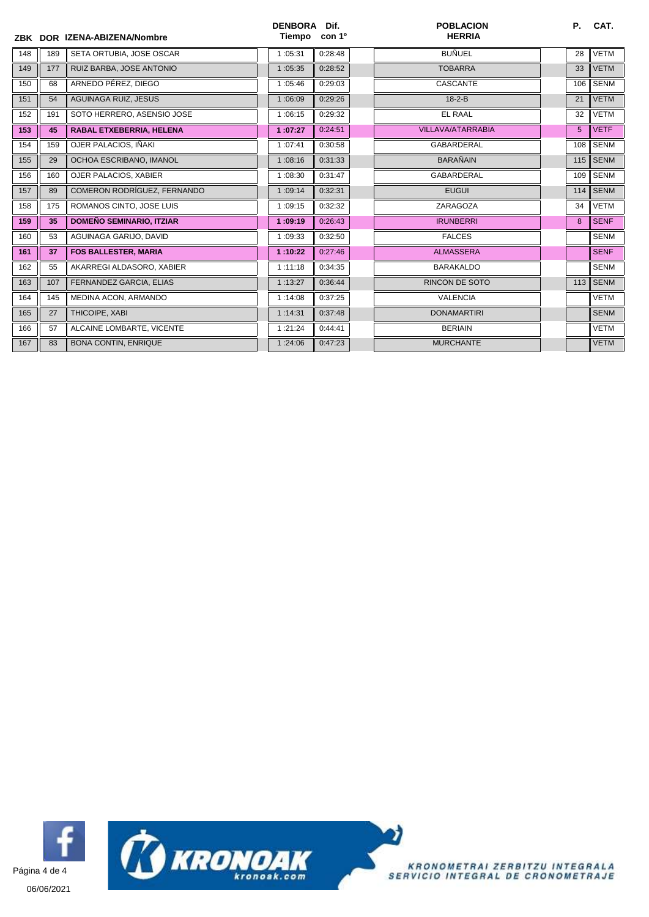| ZBK | DOR | IZENA-ABIZENA/Nombre | DENBORA Tiempo | Dif. con 1º | POBLACION HERRIA | P. | CAT. |
|---|---|---|---|---|---|---|---|
| 148 | 189 | SETA ORTUBIA, JOSE OSCAR | 1 :05:31 | 0:28:48 | BUÑUEL | 28 | VETM |
| 149 | 177 | RUIZ BARBA, JOSE ANTONIO | 1 :05:35 | 0:28:52 | TOBARRA | 33 | VETM |
| 150 | 68 | ARNEDO PÉREZ, DIEGO | 1 :05:46 | 0:29:03 | CASCANTE | 106 | SENM |
| 151 | 54 | AGUINAGA RUIZ, JESUS | 1 :06:09 | 0:29:26 | 18-2-B | 21 | VETM |
| 152 | 191 | SOTO HERRERO, ASENSIO JOSE | 1 :06:15 | 0:29:32 | EL RAAL | 32 | VETM |
| **153** | **45** | **RABAL ETXEBERRIA, HELENA** | **1 :07:27** | 0:24:51 | VILLAVA/ATARRABIA | 5 | VETF |
| 154 | 159 | OJER PALACIOS, IÑAKI | 1 :07:41 | 0:30:58 | GABARDERAL | 108 | SENM |
| 155 | 29 | OCHOA ESCRIBANO, IMANOL | 1 :08:16 | 0:31:33 | BARAÑAIN | 115 | SENM |
| 156 | 160 | OJER PALACIOS, XABIER | 1 :08:30 | 0:31:47 | GABARDERAL | 109 | SENM |
| 157 | 89 | COMERON RODRÍGUEZ, FERNANDO | 1 :09:14 | 0:32:31 | EUGUI | 114 | SENM |
| 158 | 175 | ROMANOS CINTO, JOSE LUIS | 1 :09:15 | 0:32:32 | ZARAGOZA | 34 | VETM |
| **159** | **35** | **DOMEÑO SEMINARIO, ITZIAR** | **1 :09:19** | 0:26:43 | IRUNBERRI | 8 | SENF |
| 160 | 53 | AGUINAGA GARIJO, DAVID | 1 :09:33 | 0:32:50 | FALCES | | SENM |
| **161** | **37** | **FOS BALLESTER, MARIA** | **1 :10:22** | 0:27:46 | ALMASSERA | | SENF |
| 162 | 55 | AKARREGI ALDASORO, XABIER | 1 :11:18 | 0:34:35 | BARAKALDO | | SENM |
| 163 | 107 | FERNANDEZ GARCIA, ELIAS | 1 :13:27 | 0:36:44 | RINCON DE SOTO | 113 | SENM |
| 164 | 145 | MEDINA ACON, ARMANDO | 1 :14:08 | 0:37:25 | VALENCIA | | VETM |
| 165 | 27 | THICOIPE, XABI | 1 :14:31 | 0:37:48 | DONAMARTIRI | | SENM |
| 166 | 57 | ALCAINE LOMBARTE, VICENTE | 1 :21:24 | 0:44:41 | BERIAIN | | VETM |
| 167 | 83 | BONA CONTIN, ENRIQUE | 1 :24:06 | 0:47:23 | MURCHANTE | | VETM |

06/06/2021

KRONOAK kronoak.com

KRONOMETRAI ZERBITZU INTEGRALA
SERVICIO INTEGRAL DE CRONOMETRAJE